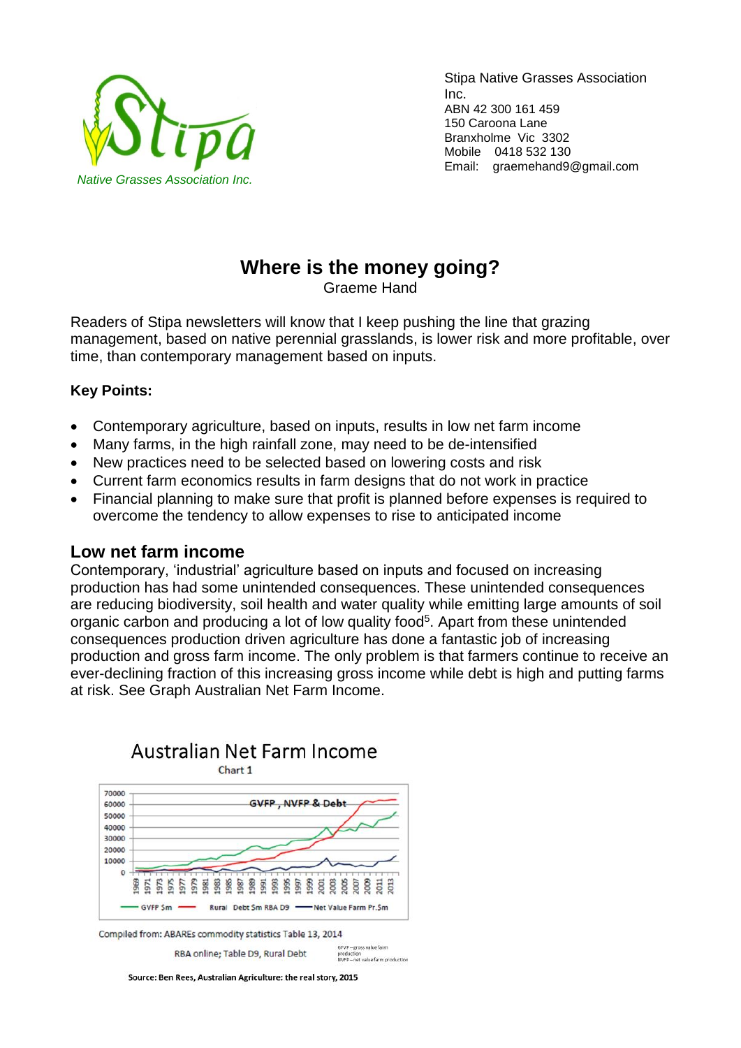Stipa Native Grasses Association Inc.
ABN 42 300 161 459
150 Caroona Lane
Branxholme Vic 3302
Mobile 0418 532 130
Email: graemehand9@gmail.com

*Native Grasses Association Inc.*

# Where is the money going?

Graeme Hand

Readers of Stipa newsletters will know that I keep pushing the line that grazing management, based on native perennial grasslands, is lower risk and more profitable, over time, than contemporary management based on inputs.

**Key Points:**

- Contemporary agriculture, based on inputs, results in low net farm income
- Many farms, in the high rainfall zone, may need to be de-intensified
- New practices need to be selected based on lowering costs and risk
- Current farm economics results in farm designs that do not work in practice
- Financial planning to make sure that profit is planned before expenses is required to overcome the tendency to allow expenses to rise to anticipated income

## Low net farm income

Contemporary, 'industrial' agriculture based on inputs and focused on increasing production has had some unintended consequences. These unintended consequences are reducing biodiversity, soil health and water quality while emitting large amounts of soil organic carbon and producing a lot of low quality food[5]. Apart from these unintended consequences production driven agriculture has done a fantastic job of increasing production and gross farm income. The only problem is that farmers continue to receive an ever-declining fraction of this increasing gross income while debt is high and putting farms at risk. See Graph Australian Net Farm Income.

Australian Net Farm Income

Chart 1

GVFP, NVFP & Debt

GVFP $m — Rural Debt $m RBA D9 — Net Value Farm Pr.$m

Compiled from: ABAREs commodity statistics Table 13, 2014

RBA online; Table D9, Rural Debt

GVFP – gross value farm production
NVFP – net value farm production

Source: Ben Rees, Australian Agriculture: the real story, 2015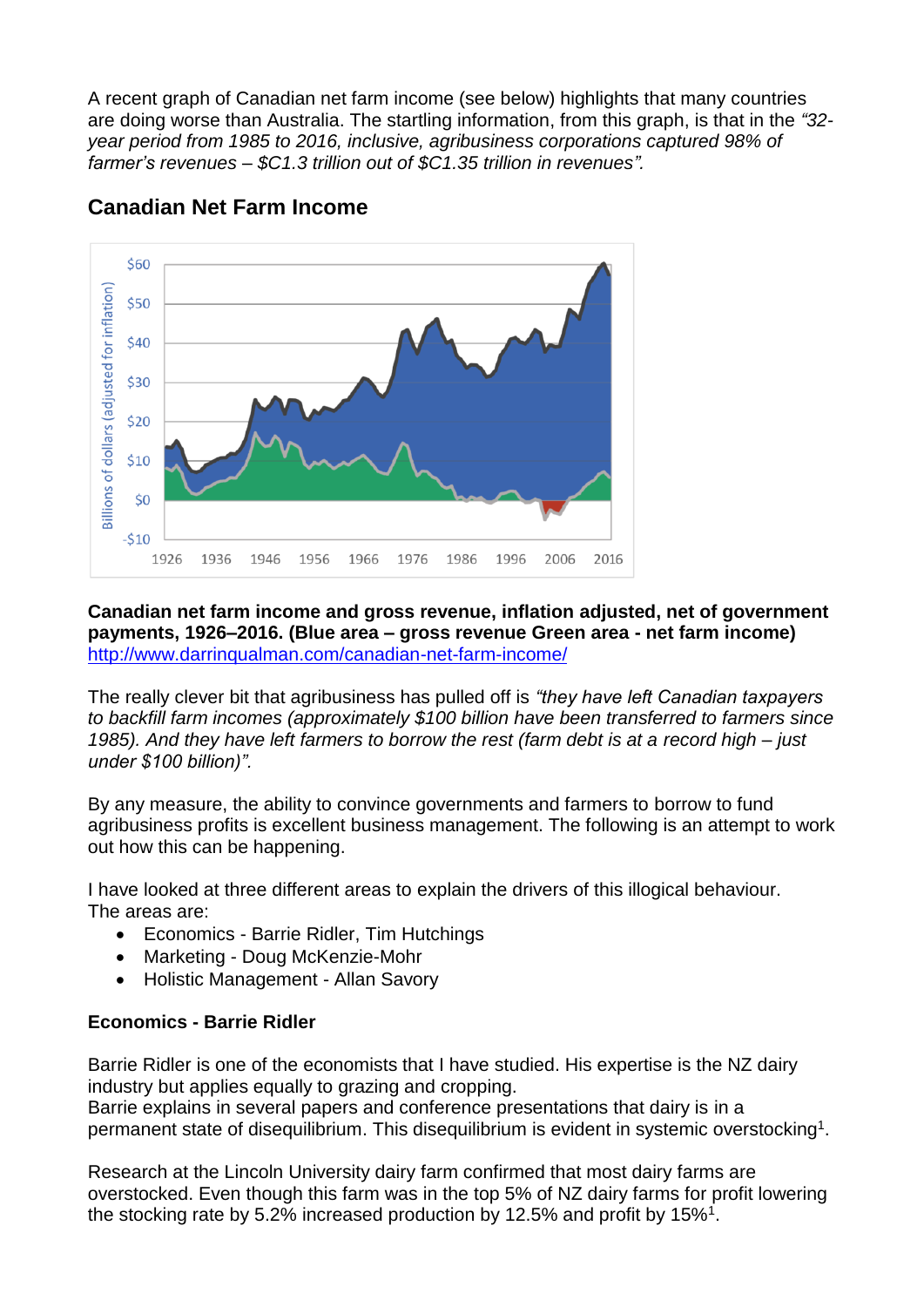A recent graph of Canadian net farm income (see below) highlights that many countries are doing worse than Australia. The startling information, from this graph, is that in the *"32-year period from 1985 to 2016, inclusive, agribusiness corporations captured 98% of farmer's revenues – $C1.3 trillion out of $C1.35 trillion in revenues".*

## Canadian Net Farm Income

**Canadian net farm income and gross revenue, inflation adjusted, net of government payments, 1926–2016. (Blue area – gross revenue Green area - net farm income)**
http://www.darrinqualman.com/canadian-net-farm-income/

The really clever bit that agribusiness has pulled off is *"they have left Canadian taxpayers to backfill farm incomes (approximately $100 billion have been transferred to farmers since 1985). And they have left farmers to borrow the rest (farm debt is at a record high – just under $100 billion)".*

By any measure, the ability to convince governments and farmers to borrow to fund agribusiness profits is excellent business management. The following is an attempt to work out how this can be happening.

I have looked at three different areas to explain the drivers of this illogical behaviour. The areas are:

- Economics - Barrie Ridler, Tim Hutchings
- Marketing - Doug McKenzie-Mohr
- Holistic Management - Allan Savory

**Economics - Barrie Ridler**

Barrie Ridler is one of the economists that I have studied. His expertise is the NZ dairy industry but applies equally to grazing and cropping.
Barrie explains in several papers and conference presentations that dairy is in a permanent state of disequilibrium. This disequilibrium is evident in systemic overstocking[1].

Research at the Lincoln University dairy farm confirmed that most dairy farms are overstocked. Even though this farm was in the top 5% of NZ dairy farms for profit lowering the stocking rate by 5.2% increased production by 12.5% and profit by 15%[1].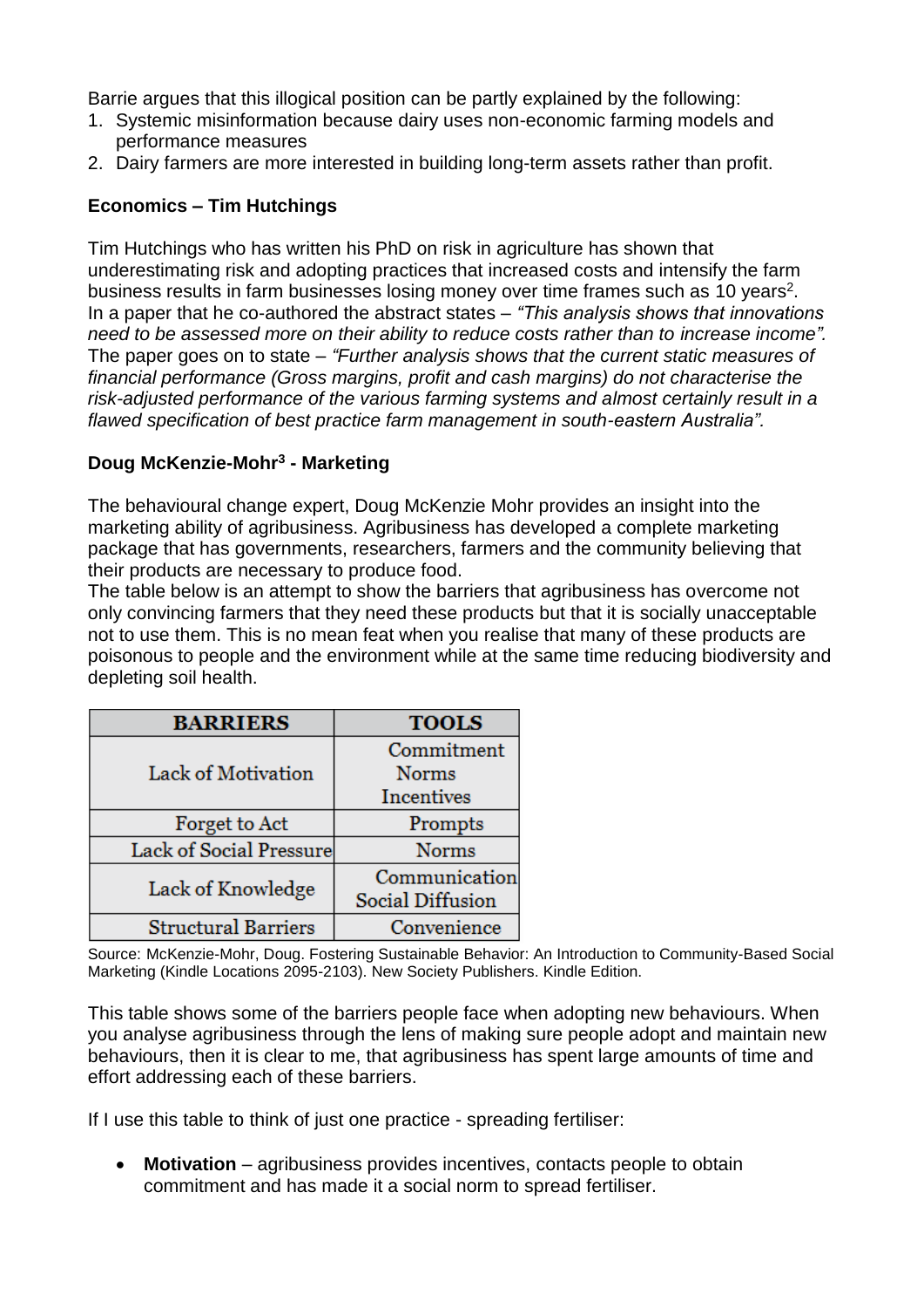Barrie argues that this illogical position can be partly explained by the following:

1. Systemic misinformation because dairy uses non-economic farming models and performance measures
2. Dairy farmers are more interested in building long-term assets rather than profit.

**Economics – Tim Hutchings**

Tim Hutchings who has written his PhD on risk in agriculture has shown that underestimating risk and adopting practices that increased costs and intensify the farm business results in farm businesses losing money over time frames such as 10 years[2]. In a paper that he co-authored the abstract states – *"This analysis shows that innovations need to be assessed more on their ability to reduce costs rather than to increase income".* The paper goes on to state – *"Further analysis shows that the current static measures of financial performance (Gross margins, profit and cash margins) do not characterise the risk-adjusted performance of the various farming systems and almost certainly result in a flawed specification of best practice farm management in south-eastern Australia".*

**Doug McKenzie-Mohr[3] - Marketing**

The behavioural change expert, Doug McKenzie Mohr provides an insight into the marketing ability of agribusiness. Agribusiness has developed a complete marketing package that has governments, researchers, farmers and the community believing that their products are necessary to produce food.
The table below is an attempt to show the barriers that agribusiness has overcome not only convincing farmers that they need these products but that it is socially unacceptable not to use them. This is no mean feat when you realise that many of these products are poisonous to people and the environment while at the same time reducing biodiversity and depleting soil health.

| BARRIERS | TOOLS |
|---|---|
| Lack of Motivation | Commitment<br>Norms<br>Incentives |
| Forget to Act | Prompts |
| Lack of Social Pressure | Norms |
| Lack of Knowledge | Communication<br>Social Diffusion |
| Structural Barriers | Convenience |

Source: McKenzie-Mohr, Doug. Fostering Sustainable Behavior: An Introduction to Community-Based Social Marketing (Kindle Locations 2095-2103). New Society Publishers. Kindle Edition.

This table shows some of the barriers people face when adopting new behaviours. When you analyse agribusiness through the lens of making sure people adopt and maintain new behaviours, then it is clear to me, that agribusiness has spent large amounts of time and effort addressing each of these barriers.

If I use this table to think of just one practice - spreading fertiliser:

- **Motivation** – agribusiness provides incentives, contacts people to obtain commitment and has made it a social norm to spread fertiliser.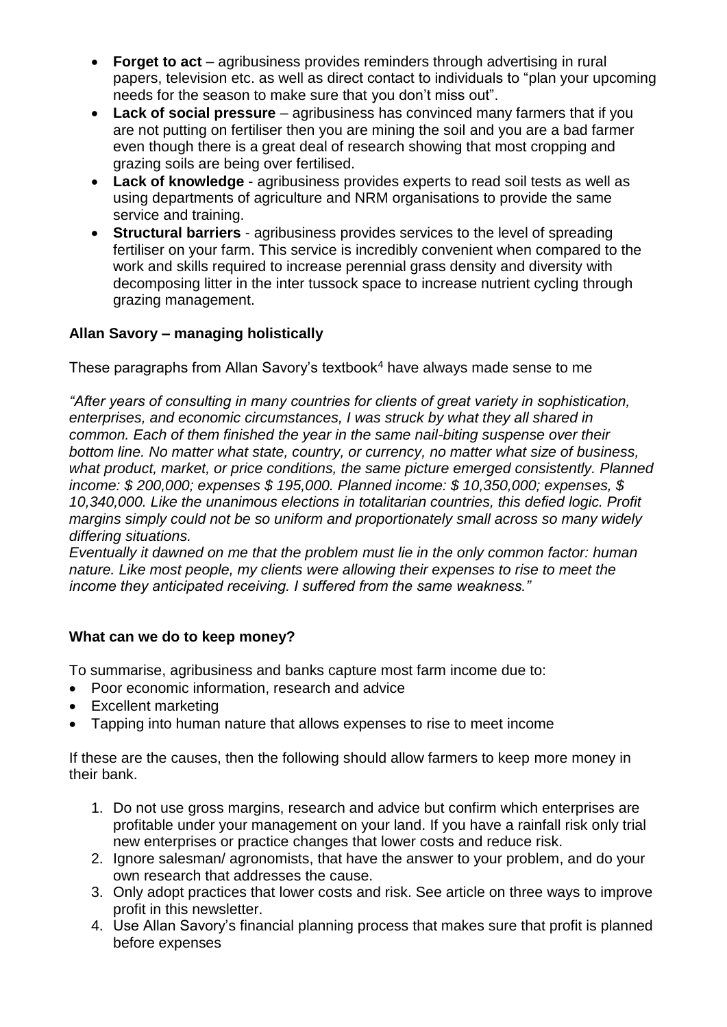- **Forget to act** – agribusiness provides reminders through advertising in rural papers, television etc. as well as direct contact to individuals to "plan your upcoming needs for the season to make sure that you don't miss out".
- **Lack of social pressure** – agribusiness has convinced many farmers that if you are not putting on fertiliser then you are mining the soil and you are a bad farmer even though there is a great deal of research showing that most cropping and grazing soils are being over fertilised.
- **Lack of knowledge** - agribusiness provides experts to read soil tests as well as using departments of agriculture and NRM organisations to provide the same service and training.
- **Structural barriers** - agribusiness provides services to the level of spreading fertiliser on your farm. This service is incredibly convenient when compared to the work and skills required to increase perennial grass density and diversity with decomposing litter in the inter tussock space to increase nutrient cycling through grazing management.

**Allan Savory – managing holistically**

These paragraphs from Allan Savory's textbook[4] have always made sense to me

*"After years of consulting in many countries for clients of great variety in sophistication, enterprises, and economic circumstances, I was struck by what they all shared in common. Each of them finished the year in the same nail-biting suspense over their bottom line. No matter what state, country, or currency, no matter what size of business, what product, market, or price conditions, the same picture emerged consistently. Planned income: $ 200,000; expenses $ 195,000. Planned income: $ 10,350,000; expenses, $ 10,340,000. Like the unanimous elections in totalitarian countries, this defied logic. Profit margins simply could not be so uniform and proportionately small across so many widely differing situations.*
*Eventually it dawned on me that the problem must lie in the only common factor: human nature. Like most people, my clients were allowing their expenses to rise to meet the income they anticipated receiving. I suffered from the same weakness."*

**What can we do to keep money?**

To summarise, agribusiness and banks capture most farm income due to:

- Poor economic information, research and advice
- Excellent marketing
- Tapping into human nature that allows expenses to rise to meet income

If these are the causes, then the following should allow farmers to keep more money in their bank.

1. Do not use gross margins, research and advice but confirm which enterprises are profitable under your management on your land. If you have a rainfall risk only trial new enterprises or practice changes that lower costs and reduce risk.
2. Ignore salesman/ agronomists, that have the answer to your problem, and do your own research that addresses the cause.
3. Only adopt practices that lower costs and risk. See article on three ways to improve profit in this newsletter.
4. Use Allan Savory's financial planning process that makes sure that profit is planned before expenses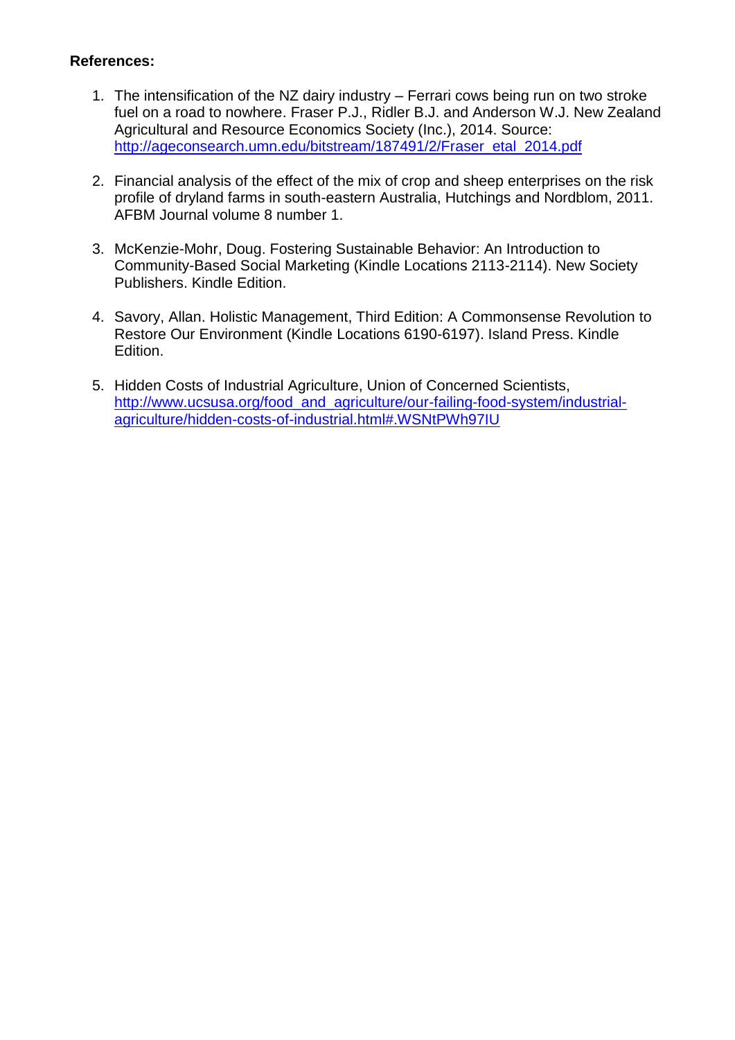**References:**

1. The intensification of the NZ dairy industry – Ferrari cows being run on two stroke fuel on a road to nowhere. Fraser P.J., Ridler B.J. and Anderson W.J. New Zealand Agricultural and Resource Economics Society (Inc.), 2014. Source: http://ageconsearch.umn.edu/bitstream/187491/2/Fraser_etal_2014.pdf

2. Financial analysis of the effect of the mix of crop and sheep enterprises on the risk profile of dryland farms in south-eastern Australia, Hutchings and Nordblom, 2011. AFBM Journal volume 8 number 1.

3. McKenzie-Mohr, Doug. Fostering Sustainable Behavior: An Introduction to Community-Based Social Marketing (Kindle Locations 2113-2114). New Society Publishers. Kindle Edition.

4. Savory, Allan. Holistic Management, Third Edition: A Commonsense Revolution to Restore Our Environment (Kindle Locations 6190-6197). Island Press. Kindle Edition.

5. Hidden Costs of Industrial Agriculture, Union of Concerned Scientists, http://www.ucsusa.org/food_and_agriculture/our-failing-food-system/industrial-agriculture/hidden-costs-of-industrial.html#.WSNtPWh97IU